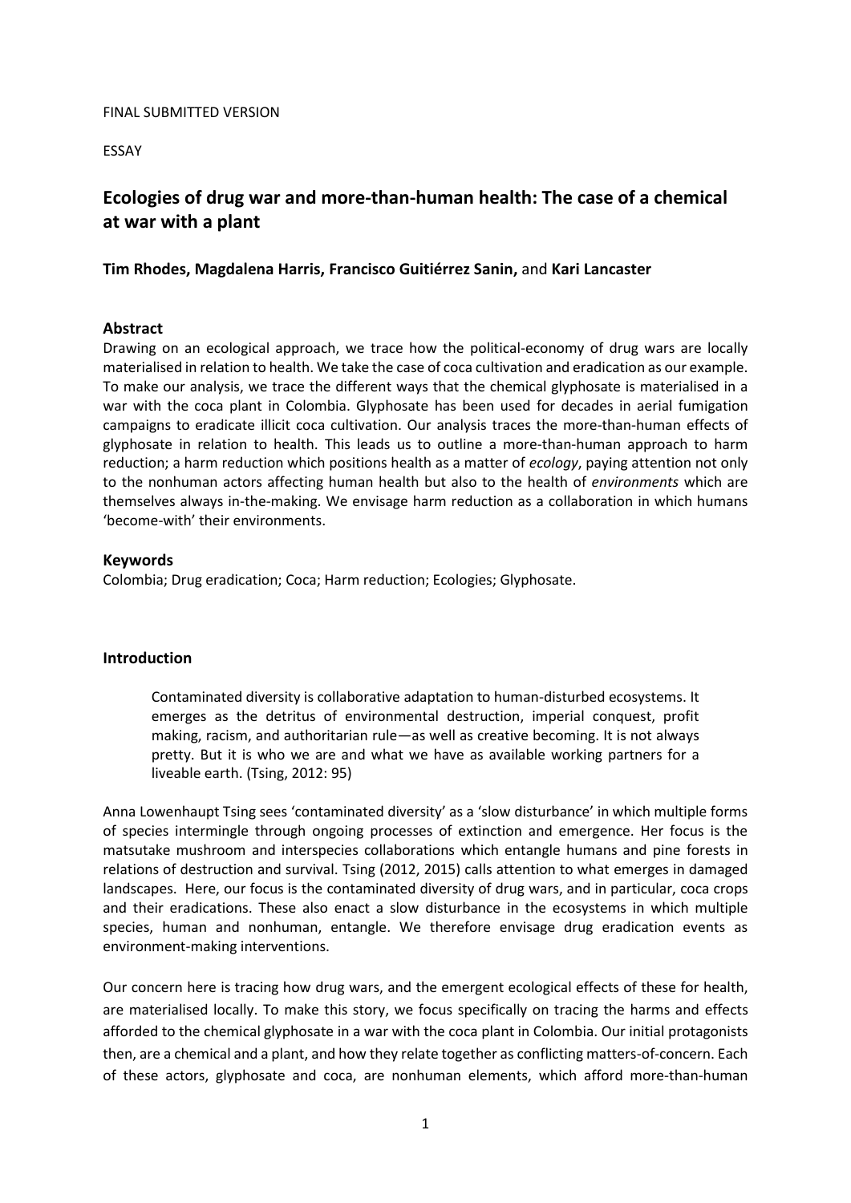FINAL SUBMITTED VERSION

ESSAY

# Ecologies of drug war and more-than-human health: The case of a chemical at war with a plant

**Tim Rhodes, Magdalena Harris, Francisco Guitiérrez Sanin,** and **Kari Lancaster**

## Abstract

Drawing on an ecological approach, we trace how the political-economy of drug wars are locally materialised in relation to health. We take the case of coca cultivation and eradication as our example. To make our analysis, we trace the different ways that the chemical glyphosate is materialised in a war with the coca plant in Colombia. Glyphosate has been used for decades in aerial fumigation campaigns to eradicate illicit coca cultivation. Our analysis traces the more-than-human effects of glyphosate in relation to health. This leads us to outline a more-than-human approach to harm reduction; a harm reduction which positions health as a matter of *ecology*, paying attention not only to the nonhuman actors affecting human health but also to the health of *environments* which are themselves always in-the-making. We envisage harm reduction as a collaboration in which humans 'become-with' their environments.

## Keywords

Colombia; Drug eradication; Coca; Harm reduction; Ecologies; Glyphosate.

## Introduction

> Contaminated diversity is collaborative adaptation to human-disturbed ecosystems. It emerges as the detritus of environmental destruction, imperial conquest, profit making, racism, and authoritarian rule—as well as creative becoming. It is not always pretty. But it is who we are and what we have as available working partners for a liveable earth. (Tsing, 2012: 95)

Anna Lowenhaupt Tsing sees 'contaminated diversity' as a 'slow disturbance' in which multiple forms of species intermingle through ongoing processes of extinction and emergence. Her focus is the matsutake mushroom and interspecies collaborations which entangle humans and pine forests in relations of destruction and survival. Tsing (2012, 2015) calls attention to what emerges in damaged landscapes. Here, our focus is the contaminated diversity of drug wars, and in particular, coca crops and their eradications. These also enact a slow disturbance in the ecosystems in which multiple species, human and nonhuman, entangle. We therefore envisage drug eradication events as environment-making interventions.

Our concern here is tracing how drug wars, and the emergent ecological effects of these for health, are materialised locally. To make this story, we focus specifically on tracing the harms and effects afforded to the chemical glyphosate in a war with the coca plant in Colombia. Our initial protagonists then, are a chemical and a plant, and how they relate together as conflicting matters-of-concern. Each of these actors, glyphosate and coca, are nonhuman elements, which afford more-than-human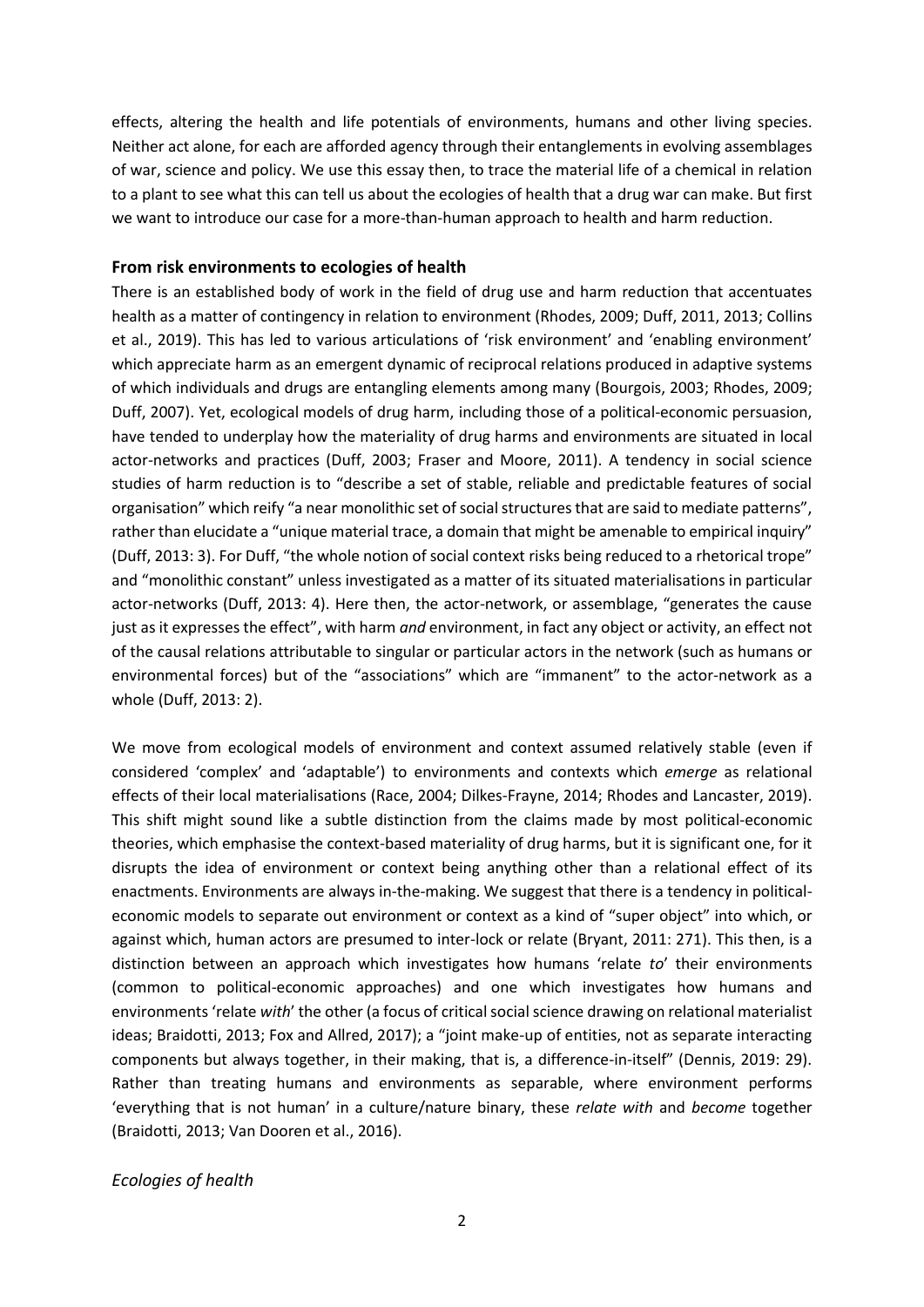effects, altering the health and life potentials of environments, humans and other living species. Neither act alone, for each are afforded agency through their entanglements in evolving assemblages of war, science and policy. We use this essay then, to trace the material life of a chemical in relation to a plant to see what this can tell us about the ecologies of health that a drug war can make. But first we want to introduce our case for a more-than-human approach to health and harm reduction.

## From risk environments to ecologies of health

There is an established body of work in the field of drug use and harm reduction that accentuates health as a matter of contingency in relation to environment (Rhodes, 2009; Duff, 2011, 2013; Collins et al., 2019). This has led to various articulations of 'risk environment' and 'enabling environment' which appreciate harm as an emergent dynamic of reciprocal relations produced in adaptive systems of which individuals and drugs are entangling elements among many (Bourgois, 2003; Rhodes, 2009; Duff, 2007). Yet, ecological models of drug harm, including those of a political-economic persuasion, have tended to underplay how the materiality of drug harms and environments are situated in local actor-networks and practices (Duff, 2003; Fraser and Moore, 2011). A tendency in social science studies of harm reduction is to "describe a set of stable, reliable and predictable features of social organisation" which reify "a near monolithic set of social structures that are said to mediate patterns", rather than elucidate a "unique material trace, a domain that might be amenable to empirical inquiry" (Duff, 2013: 3). For Duff, "the whole notion of social context risks being reduced to a rhetorical trope" and "monolithic constant" unless investigated as a matter of its situated materialisations in particular actor-networks (Duff, 2013: 4). Here then, the actor-network, or assemblage, "generates the cause just as it expresses the effect", with harm *and* environment, in fact any object or activity, an effect not of the causal relations attributable to singular or particular actors in the network (such as humans or environmental forces) but of the "associations" which are "immanent" to the actor-network as a whole (Duff, 2013: 2).

We move from ecological models of environment and context assumed relatively stable (even if considered 'complex' and 'adaptable') to environments and contexts which *emerge* as relational effects of their local materialisations (Race, 2004; Dilkes-Frayne, 2014; Rhodes and Lancaster, 2019). This shift might sound like a subtle distinction from the claims made by most political-economic theories, which emphasise the context-based materiality of drug harms, but it is significant one, for it disrupts the idea of environment or context being anything other than a relational effect of its enactments. Environments are always in-the-making. We suggest that there is a tendency in political-economic models to separate out environment or context as a kind of "super object" into which, or against which, human actors are presumed to inter-lock or relate (Bryant, 2011: 271). This then, is a distinction between an approach which investigates how humans 'relate *to*' their environments (common to political-economic approaches) and one which investigates how humans and environments 'relate *with*' the other (a focus of critical social science drawing on relational materialist ideas; Braidotti, 2013; Fox and Allred, 2017); a "joint make-up of entities, not as separate interacting components but always together, in their making, that is, a difference-in-itself" (Dennis, 2019: 29). Rather than treating humans and environments as separable, where environment performs 'everything that is not human' in a culture/nature binary, these *relate with* and *become* together (Braidotti, 2013; Van Dooren et al., 2016).

### *Ecologies of health*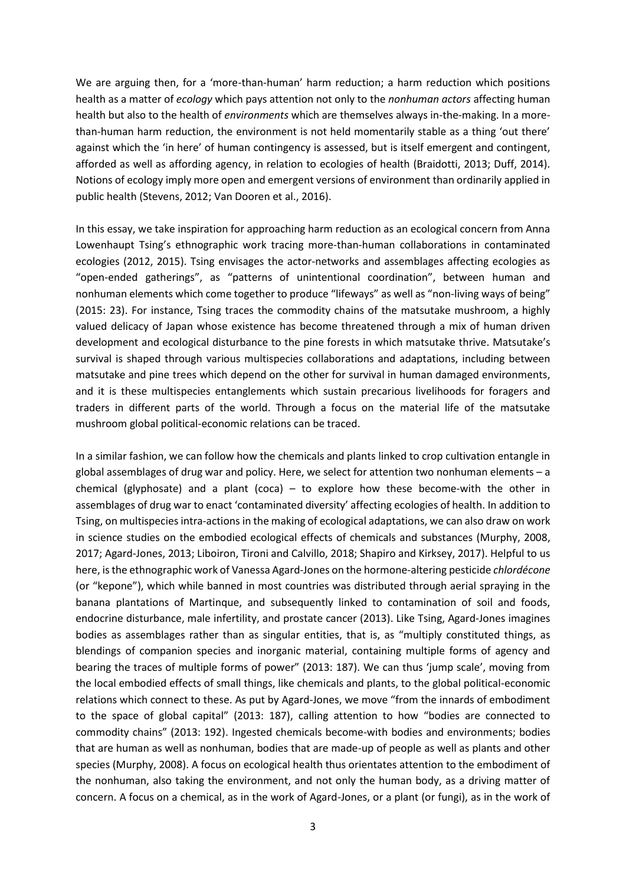We are arguing then, for a 'more-than-human' harm reduction; a harm reduction which positions health as a matter of *ecology* which pays attention not only to the *nonhuman actors* affecting human health but also to the health of *environments* which are themselves always in-the-making. In a more-than-human harm reduction, the environment is not held momentarily stable as a thing 'out there' against which the 'in here' of human contingency is assessed, but is itself emergent and contingent, afforded as well as affording agency, in relation to ecologies of health (Braidotti, 2013; Duff, 2014). Notions of ecology imply more open and emergent versions of environment than ordinarily applied in public health (Stevens, 2012; Van Dooren et al., 2016).

In this essay, we take inspiration for approaching harm reduction as an ecological concern from Anna Lowenhaupt Tsing's ethnographic work tracing more-than-human collaborations in contaminated ecologies (2012, 2015). Tsing envisages the actor-networks and assemblages affecting ecologies as "open-ended gatherings", as "patterns of unintentional coordination", between human and nonhuman elements which come together to produce "lifeways" as well as "non-living ways of being" (2015: 23). For instance, Tsing traces the commodity chains of the matsutake mushroom, a highly valued delicacy of Japan whose existence has become threatened through a mix of human driven development and ecological disturbance to the pine forests in which matsutake thrive. Matsutake's survival is shaped through various multispecies collaborations and adaptations, including between matsutake and pine trees which depend on the other for survival in human damaged environments, and it is these multispecies entanglements which sustain precarious livelihoods for foragers and traders in different parts of the world. Through a focus on the material life of the matsutake mushroom global political-economic relations can be traced.

In a similar fashion, we can follow how the chemicals and plants linked to crop cultivation entangle in global assemblages of drug war and policy. Here, we select for attention two nonhuman elements – a chemical (glyphosate) and a plant (coca) – to explore how these become-with the other in assemblages of drug war to enact 'contaminated diversity' affecting ecologies of health. In addition to Tsing, on multispecies intra-actions in the making of ecological adaptations, we can also draw on work in science studies on the embodied ecological effects of chemicals and substances (Murphy, 2008, 2017; Agard-Jones, 2013; Liboiron, Tironi and Calvillo, 2018; Shapiro and Kirksey, 2017). Helpful to us here, is the ethnographic work of Vanessa Agard-Jones on the hormone-altering pesticide *chlordécone* (or "kepone"), which while banned in most countries was distributed through aerial spraying in the banana plantations of Martinque, and subsequently linked to contamination of soil and foods, endocrine disturbance, male infertility, and prostate cancer (2013). Like Tsing, Agard-Jones imagines bodies as assemblages rather than as singular entities, that is, as "multiply constituted things, as blendings of companion species and inorganic material, containing multiple forms of agency and bearing the traces of multiple forms of power" (2013: 187). We can thus 'jump scale', moving from the local embodied effects of small things, like chemicals and plants, to the global political-economic relations which connect to these. As put by Agard-Jones, we move "from the innards of embodiment to the space of global capital" (2013: 187), calling attention to how "bodies are connected to commodity chains" (2013: 192). Ingested chemicals become-with bodies and environments; bodies that are human as well as nonhuman, bodies that are made-up of people as well as plants and other species (Murphy, 2008). A focus on ecological health thus orientates attention to the embodiment of the nonhuman, also taking the environment, and not only the human body, as a driving matter of concern. A focus on a chemical, as in the work of Agard-Jones, or a plant (or fungi), as in the work of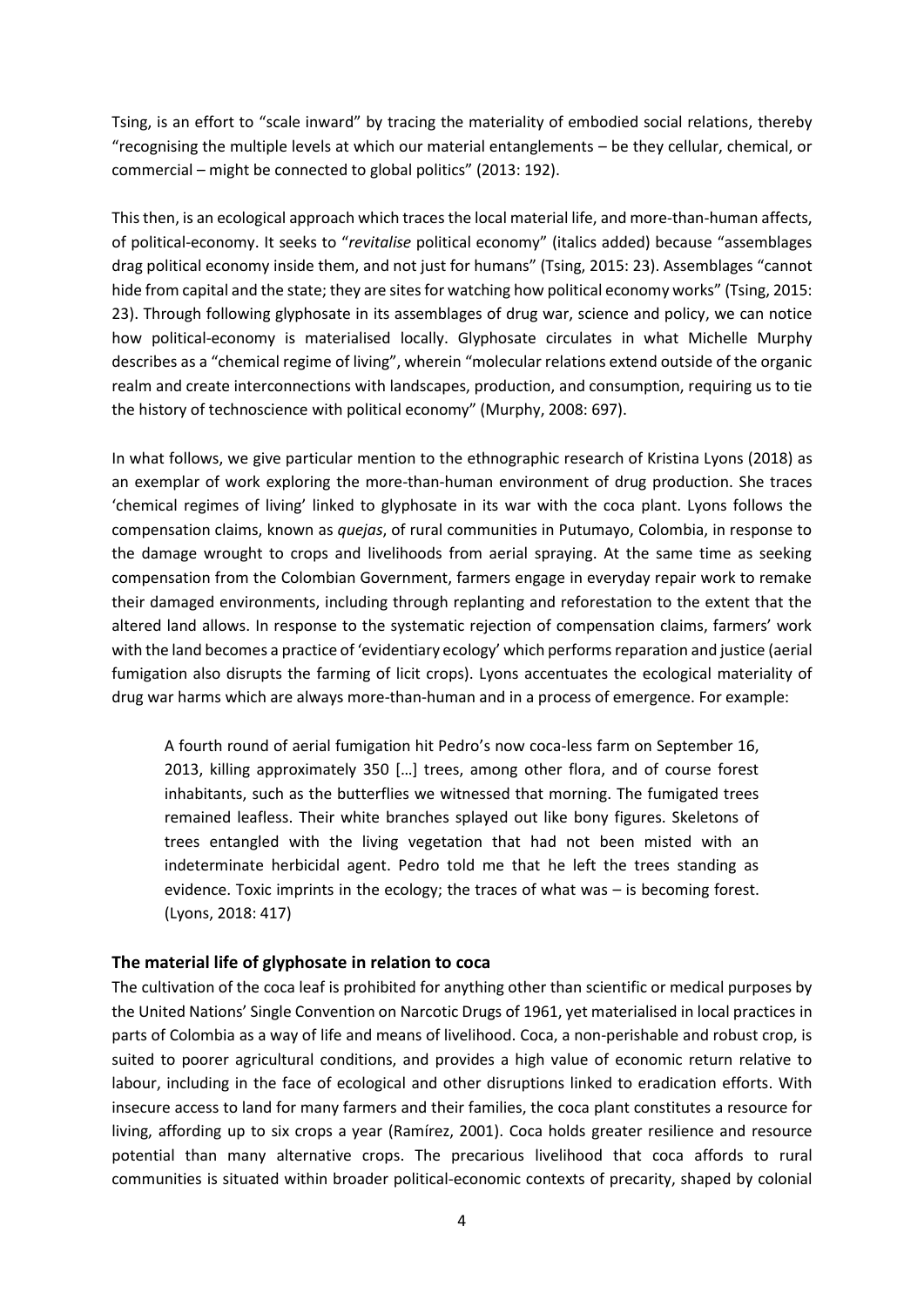Tsing, is an effort to "scale inward" by tracing the materiality of embodied social relations, thereby "recognising the multiple levels at which our material entanglements – be they cellular, chemical, or commercial – might be connected to global politics" (2013: 192).

This then, is an ecological approach which traces the local material life, and more-than-human affects, of political-economy. It seeks to "*revitalise* political economy" (italics added) because "assemblages drag political economy inside them, and not just for humans" (Tsing, 2015: 23). Assemblages "cannot hide from capital and the state; they are sites for watching how political economy works" (Tsing, 2015: 23). Through following glyphosate in its assemblages of drug war, science and policy, we can notice how political-economy is materialised locally. Glyphosate circulates in what Michelle Murphy describes as a "chemical regime of living", wherein "molecular relations extend outside of the organic realm and create interconnections with landscapes, production, and consumption, requiring us to tie the history of technoscience with political economy" (Murphy, 2008: 697).

In what follows, we give particular mention to the ethnographic research of Kristina Lyons (2018) as an exemplar of work exploring the more-than-human environment of drug production. She traces 'chemical regimes of living' linked to glyphosate in its war with the coca plant. Lyons follows the compensation claims, known as *quejas*, of rural communities in Putumayo, Colombia, in response to the damage wrought to crops and livelihoods from aerial spraying. At the same time as seeking compensation from the Colombian Government, farmers engage in everyday repair work to remake their damaged environments, including through replanting and reforestation to the extent that the altered land allows. In response to the systematic rejection of compensation claims, farmers' work with the land becomes a practice of 'evidentiary ecology' which performs reparation and justice (aerial fumigation also disrupts the farming of licit crops). Lyons accentuates the ecological materiality of drug war harms which are always more-than-human and in a process of emergence. For example:

> A fourth round of aerial fumigation hit Pedro's now coca-less farm on September 16, 2013, killing approximately 350 […] trees, among other flora, and of course forest inhabitants, such as the butterflies we witnessed that morning. The fumigated trees remained leafless. Their white branches splayed out like bony figures. Skeletons of trees entangled with the living vegetation that had not been misted with an indeterminate herbicidal agent. Pedro told me that he left the trees standing as evidence. Toxic imprints in the ecology; the traces of what was – is becoming forest. (Lyons, 2018: 417)

### The material life of glyphosate in relation to coca

The cultivation of the coca leaf is prohibited for anything other than scientific or medical purposes by the United Nations' Single Convention on Narcotic Drugs of 1961, yet materialised in local practices in parts of Colombia as a way of life and means of livelihood. Coca, a non-perishable and robust crop, is suited to poorer agricultural conditions, and provides a high value of economic return relative to labour, including in the face of ecological and other disruptions linked to eradication efforts. With insecure access to land for many farmers and their families, the coca plant constitutes a resource for living, affording up to six crops a year (Ramírez, 2001). Coca holds greater resilience and resource potential than many alternative crops. The precarious livelihood that coca affords to rural communities is situated within broader political-economic contexts of precarity, shaped by colonial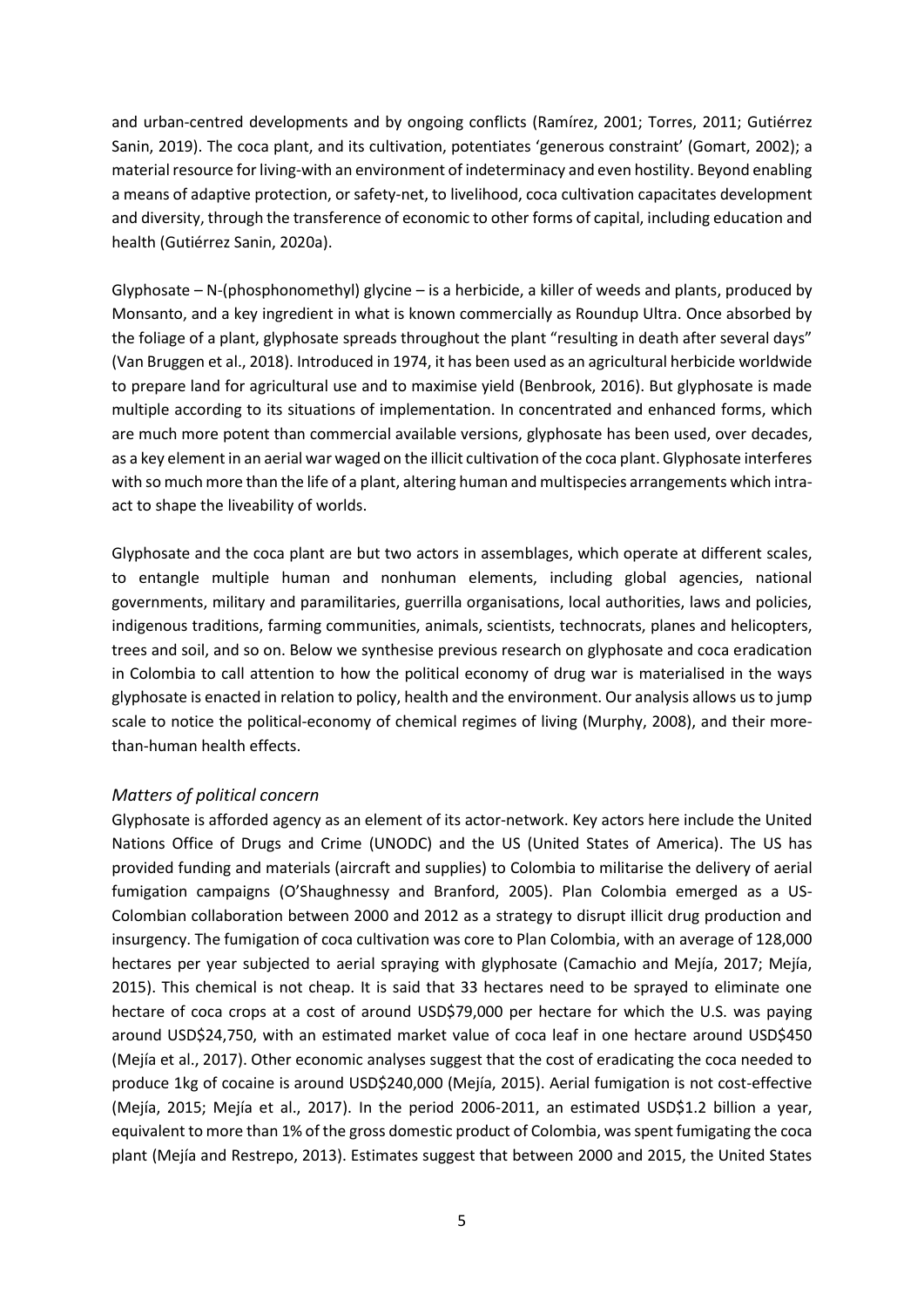and urban-centred developments and by ongoing conflicts (Ramírez, 2001; Torres, 2011; Gutiérrez Sanin, 2019). The coca plant, and its cultivation, potentiates 'generous constraint' (Gomart, 2002); a material resource for living-with an environment of indeterminacy and even hostility. Beyond enabling a means of adaptive protection, or safety-net, to livelihood, coca cultivation capacitates development and diversity, through the transference of economic to other forms of capital, including education and health (Gutiérrez Sanin, 2020a).

Glyphosate – N-(phosphonomethyl) glycine – is a herbicide, a killer of weeds and plants, produced by Monsanto, and a key ingredient in what is known commercially as Roundup Ultra. Once absorbed by the foliage of a plant, glyphosate spreads throughout the plant "resulting in death after several days" (Van Bruggen et al., 2018). Introduced in 1974, it has been used as an agricultural herbicide worldwide to prepare land for agricultural use and to maximise yield (Benbrook, 2016). But glyphosate is made multiple according to its situations of implementation. In concentrated and enhanced forms, which are much more potent than commercial available versions, glyphosate has been used, over decades, as a key element in an aerial war waged on the illicit cultivation of the coca plant. Glyphosate interferes with so much more than the life of a plant, altering human and multispecies arrangements which intra-act to shape the liveability of worlds.

Glyphosate and the coca plant are but two actors in assemblages, which operate at different scales, to entangle multiple human and nonhuman elements, including global agencies, national governments, military and paramilitaries, guerrilla organisations, local authorities, laws and policies, indigenous traditions, farming communities, animals, scientists, technocrats, planes and helicopters, trees and soil, and so on. Below we synthesise previous research on glyphosate and coca eradication in Colombia to call attention to how the political economy of drug war is materialised in the ways glyphosate is enacted in relation to policy, health and the environment. Our analysis allows us to jump scale to notice the political-economy of chemical regimes of living (Murphy, 2008), and their more-than-human health effects.

### *Matters of political concern*

Glyphosate is afforded agency as an element of its actor-network. Key actors here include the United Nations Office of Drugs and Crime (UNODC) and the US (United States of America). The US has provided funding and materials (aircraft and supplies) to Colombia to militarise the delivery of aerial fumigation campaigns (O'Shaughnessy and Branford, 2005). Plan Colombia emerged as a US-Colombian collaboration between 2000 and 2012 as a strategy to disrupt illicit drug production and insurgency. The fumigation of coca cultivation was core to Plan Colombia, with an average of 128,000 hectares per year subjected to aerial spraying with glyphosate (Camachio and Mejía, 2017; Mejía, 2015). This chemical is not cheap. It is said that 33 hectares need to be sprayed to eliminate one hectare of coca crops at a cost of around USD$79,000 per hectare for which the U.S. was paying around USD$24,750, with an estimated market value of coca leaf in one hectare around USD$450 (Mejía et al., 2017). Other economic analyses suggest that the cost of eradicating the coca needed to produce 1kg of cocaine is around USD$240,000 (Mejía, 2015). Aerial fumigation is not cost-effective (Mejía, 2015; Mejía et al., 2017). In the period 2006-2011, an estimated USD$1.2 billion a year, equivalent to more than 1% of the gross domestic product of Colombia, was spent fumigating the coca plant (Mejía and Restrepo, 2013). Estimates suggest that between 2000 and 2015, the United States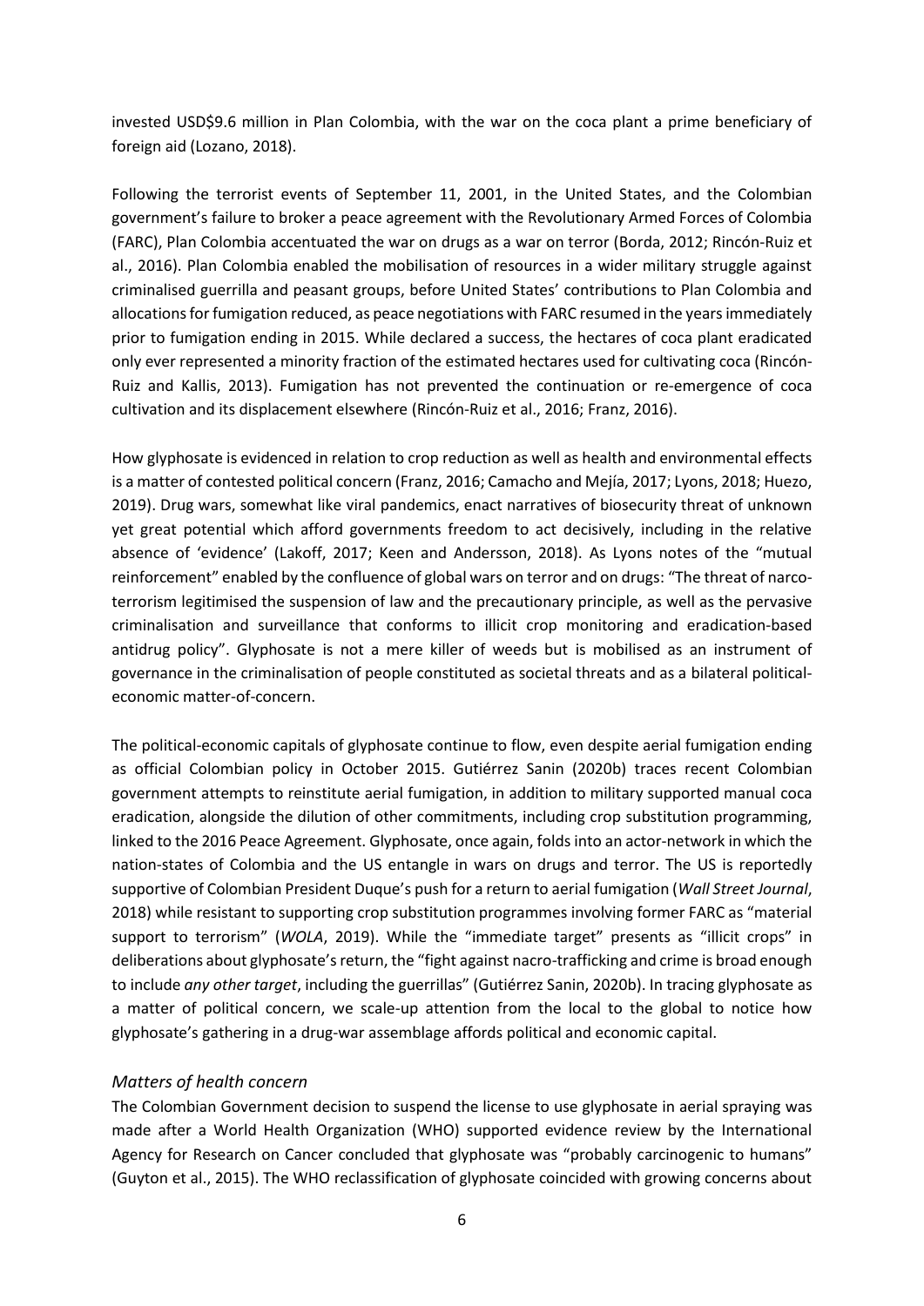invested USD$9.6 million in Plan Colombia, with the war on the coca plant a prime beneficiary of foreign aid (Lozano, 2018).

Following the terrorist events of September 11, 2001, in the United States, and the Colombian government's failure to broker a peace agreement with the Revolutionary Armed Forces of Colombia (FARC), Plan Colombia accentuated the war on drugs as a war on terror (Borda, 2012; Rincón-Ruiz et al., 2016). Plan Colombia enabled the mobilisation of resources in a wider military struggle against criminalised guerrilla and peasant groups, before United States' contributions to Plan Colombia and allocations for fumigation reduced, as peace negotiations with FARC resumed in the years immediately prior to fumigation ending in 2015. While declared a success, the hectares of coca plant eradicated only ever represented a minority fraction of the estimated hectares used for cultivating coca (Rincón-Ruiz and Kallis, 2013). Fumigation has not prevented the continuation or re-emergence of coca cultivation and its displacement elsewhere (Rincón-Ruiz et al., 2016; Franz, 2016).

How glyphosate is evidenced in relation to crop reduction as well as health and environmental effects is a matter of contested political concern (Franz, 2016; Camacho and Mejía, 2017; Lyons, 2018; Huezo, 2019). Drug wars, somewhat like viral pandemics, enact narratives of biosecurity threat of unknown yet great potential which afford governments freedom to act decisively, including in the relative absence of 'evidence' (Lakoff, 2017; Keen and Andersson, 2018). As Lyons notes of the "mutual reinforcement" enabled by the confluence of global wars on terror and on drugs: "The threat of narco-terrorism legitimised the suspension of law and the precautionary principle, as well as the pervasive criminalisation and surveillance that conforms to illicit crop monitoring and eradication-based antidrug policy". Glyphosate is not a mere killer of weeds but is mobilised as an instrument of governance in the criminalisation of people constituted as societal threats and as a bilateral political-economic matter-of-concern.

The political-economic capitals of glyphosate continue to flow, even despite aerial fumigation ending as official Colombian policy in October 2015. Gutiérrez Sanin (2020b) traces recent Colombian government attempts to reinstitute aerial fumigation, in addition to military supported manual coca eradication, alongside the dilution of other commitments, including crop substitution programming, linked to the 2016 Peace Agreement. Glyphosate, once again, folds into an actor-network in which the nation-states of Colombia and the US entangle in wars on drugs and terror. The US is reportedly supportive of Colombian President Duque's push for a return to aerial fumigation (*Wall Street Journal*, 2018) while resistant to supporting crop substitution programmes involving former FARC as "material support to terrorism" (*WOLA*, 2019). While the "immediate target" presents as "illicit crops" in deliberations about glyphosate's return, the "fight against nacro-trafficking and crime is broad enough to include *any other target*, including the guerrillas" (Gutiérrez Sanin, 2020b). In tracing glyphosate as a matter of political concern, we scale-up attention from the local to the global to notice how glyphosate's gathering in a drug-war assemblage affords political and economic capital.

### *Matters of health concern*

The Colombian Government decision to suspend the license to use glyphosate in aerial spraying was made after a World Health Organization (WHO) supported evidence review by the International Agency for Research on Cancer concluded that glyphosate was "probably carcinogenic to humans" (Guyton et al., 2015). The WHO reclassification of glyphosate coincided with growing concerns about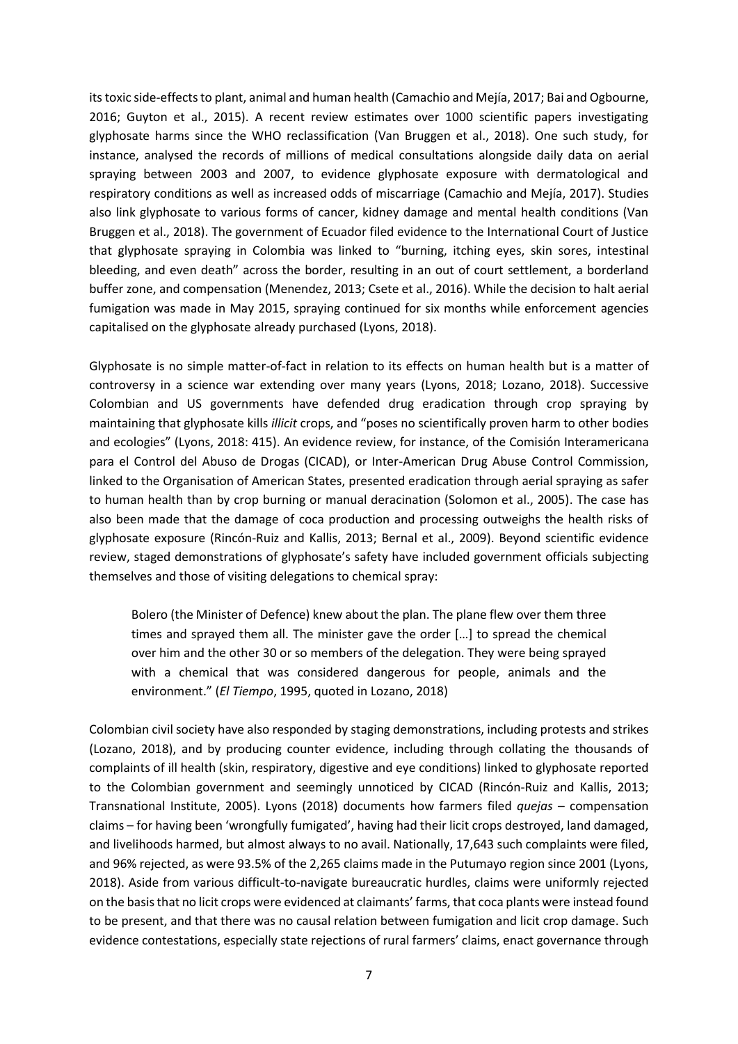its toxic side-effects to plant, animal and human health (Camachio and Mejía, 2017; Bai and Ogbourne, 2016; Guyton et al., 2015). A recent review estimates over 1000 scientific papers investigating glyphosate harms since the WHO reclassification (Van Bruggen et al., 2018). One such study, for instance, analysed the records of millions of medical consultations alongside daily data on aerial spraying between 2003 and 2007, to evidence glyphosate exposure with dermatological and respiratory conditions as well as increased odds of miscarriage (Camachio and Mejía, 2017). Studies also link glyphosate to various forms of cancer, kidney damage and mental health conditions (Van Bruggen et al., 2018). The government of Ecuador filed evidence to the International Court of Justice that glyphosate spraying in Colombia was linked to "burning, itching eyes, skin sores, intestinal bleeding, and even death" across the border, resulting in an out of court settlement, a borderland buffer zone, and compensation (Menendez, 2013; Csete et al., 2016). While the decision to halt aerial fumigation was made in May 2015, spraying continued for six months while enforcement agencies capitalised on the glyphosate already purchased (Lyons, 2018).

Glyphosate is no simple matter-of-fact in relation to its effects on human health but is a matter of controversy in a science war extending over many years (Lyons, 2018; Lozano, 2018). Successive Colombian and US governments have defended drug eradication through crop spraying by maintaining that glyphosate kills *illicit* crops, and "poses no scientifically proven harm to other bodies and ecologies" (Lyons, 2018: 415). An evidence review, for instance, of the Comisión Interamericana para el Control del Abuso de Drogas (CICAD), or Inter-American Drug Abuse Control Commission, linked to the Organisation of American States, presented eradication through aerial spraying as safer to human health than by crop burning or manual deracination (Solomon et al., 2005). The case has also been made that the damage of coca production and processing outweighs the health risks of glyphosate exposure (Rincón-Ruiz and Kallis, 2013; Bernal et al., 2009). Beyond scientific evidence review, staged demonstrations of glyphosate's safety have included government officials subjecting themselves and those of visiting delegations to chemical spray:

> Bolero (the Minister of Defence) knew about the plan. The plane flew over them three times and sprayed them all. The minister gave the order […] to spread the chemical over him and the other 30 or so members of the delegation. They were being sprayed with a chemical that was considered dangerous for people, animals and the environment." (*El Tiempo*, 1995, quoted in Lozano, 2018)

Colombian civil society have also responded by staging demonstrations, including protests and strikes (Lozano, 2018), and by producing counter evidence, including through collating the thousands of complaints of ill health (skin, respiratory, digestive and eye conditions) linked to glyphosate reported to the Colombian government and seemingly unnoticed by CICAD (Rincón-Ruiz and Kallis, 2013; Transnational Institute, 2005). Lyons (2018) documents how farmers filed *quejas* – compensation claims – for having been 'wrongfully fumigated', having had their licit crops destroyed, land damaged, and livelihoods harmed, but almost always to no avail. Nationally, 17,643 such complaints were filed, and 96% rejected, as were 93.5% of the 2,265 claims made in the Putumayo region since 2001 (Lyons, 2018). Aside from various difficult-to-navigate bureaucratic hurdles, claims were uniformly rejected on the basis that no licit crops were evidenced at claimants' farms, that coca plants were instead found to be present, and that there was no causal relation between fumigation and licit crop damage. Such evidence contestations, especially state rejections of rural farmers' claims, enact governance through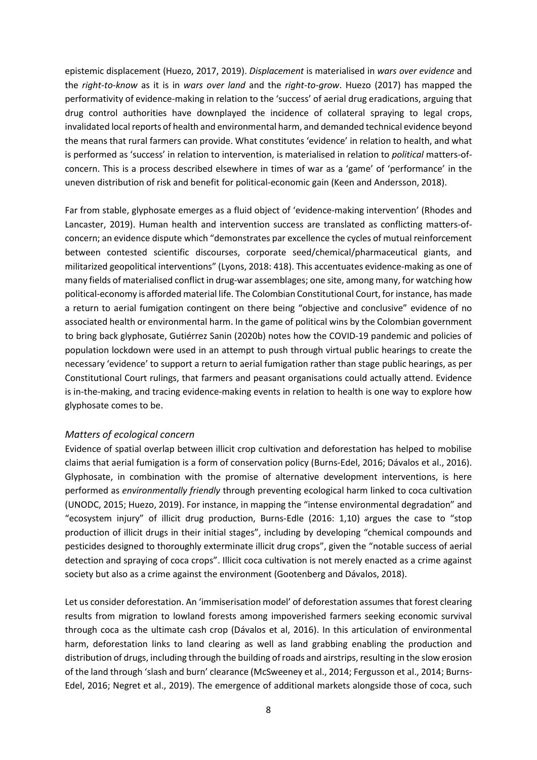epistemic displacement (Huezo, 2017, 2019). *Displacement* is materialised in *wars over evidence* and the *right-to-know* as it is in *wars over land* and the *right-to-grow*. Huezo (2017) has mapped the performativity of evidence-making in relation to the 'success' of aerial drug eradications, arguing that drug control authorities have downplayed the incidence of collateral spraying to legal crops, invalidated local reports of health and environmental harm, and demanded technical evidence beyond the means that rural farmers can provide. What constitutes 'evidence' in relation to health, and what is performed as 'success' in relation to intervention, is materialised in relation to *political* matters-of-concern. This is a process described elsewhere in times of war as a 'game' of 'performance' in the uneven distribution of risk and benefit for political-economic gain (Keen and Andersson, 2018).

Far from stable, glyphosate emerges as a fluid object of 'evidence-making intervention' (Rhodes and Lancaster, 2019). Human health and intervention success are translated as conflicting matters-of-concern; an evidence dispute which "demonstrates par excellence the cycles of mutual reinforcement between contested scientific discourses, corporate seed/chemical/pharmaceutical giants, and militarized geopolitical interventions" (Lyons, 2018: 418). This accentuates evidence-making as one of many fields of materialised conflict in drug-war assemblages; one site, among many, for watching how political-economy is afforded material life. The Colombian Constitutional Court, for instance, has made a return to aerial fumigation contingent on there being "objective and conclusive" evidence of no associated health or environmental harm. In the game of political wins by the Colombian government to bring back glyphosate, Gutiérrez Sanin (2020b) notes how the COVID-19 pandemic and policies of population lockdown were used in an attempt to push through virtual public hearings to create the necessary 'evidence' to support a return to aerial fumigation rather than stage public hearings, as per Constitutional Court rulings, that farmers and peasant organisations could actually attend. Evidence is in-the-making, and tracing evidence-making events in relation to health is one way to explore how glyphosate comes to be.

### *Matters of ecological concern*

Evidence of spatial overlap between illicit crop cultivation and deforestation has helped to mobilise claims that aerial fumigation is a form of conservation policy (Burns-Edel, 2016; Dávalos et al., 2016). Glyphosate, in combination with the promise of alternative development interventions, is here performed as *environmentally friendly* through preventing ecological harm linked to coca cultivation (UNODC, 2015; Huezo, 2019). For instance, in mapping the "intense environmental degradation" and "ecosystem injury" of illicit drug production, Burns-Edle (2016: 1,10) argues the case to "stop production of illicit drugs in their initial stages", including by developing "chemical compounds and pesticides designed to thoroughly exterminate illicit drug crops", given the "notable success of aerial detection and spraying of coca crops". Illicit coca cultivation is not merely enacted as a crime against society but also as a crime against the environment (Gootenberg and Dávalos, 2018).

Let us consider deforestation. An 'immiserisation model' of deforestation assumes that forest clearing results from migration to lowland forests among impoverished farmers seeking economic survival through coca as the ultimate cash crop (Dávalos et al, 2016). In this articulation of environmental harm, deforestation links to land clearing as well as land grabbing enabling the production and distribution of drugs, including through the building of roads and airstrips, resulting in the slow erosion of the land through 'slash and burn' clearance (McSweeney et al., 2014; Fergusson et al., 2014; Burns-Edel, 2016; Negret et al., 2019). The emergence of additional markets alongside those of coca, such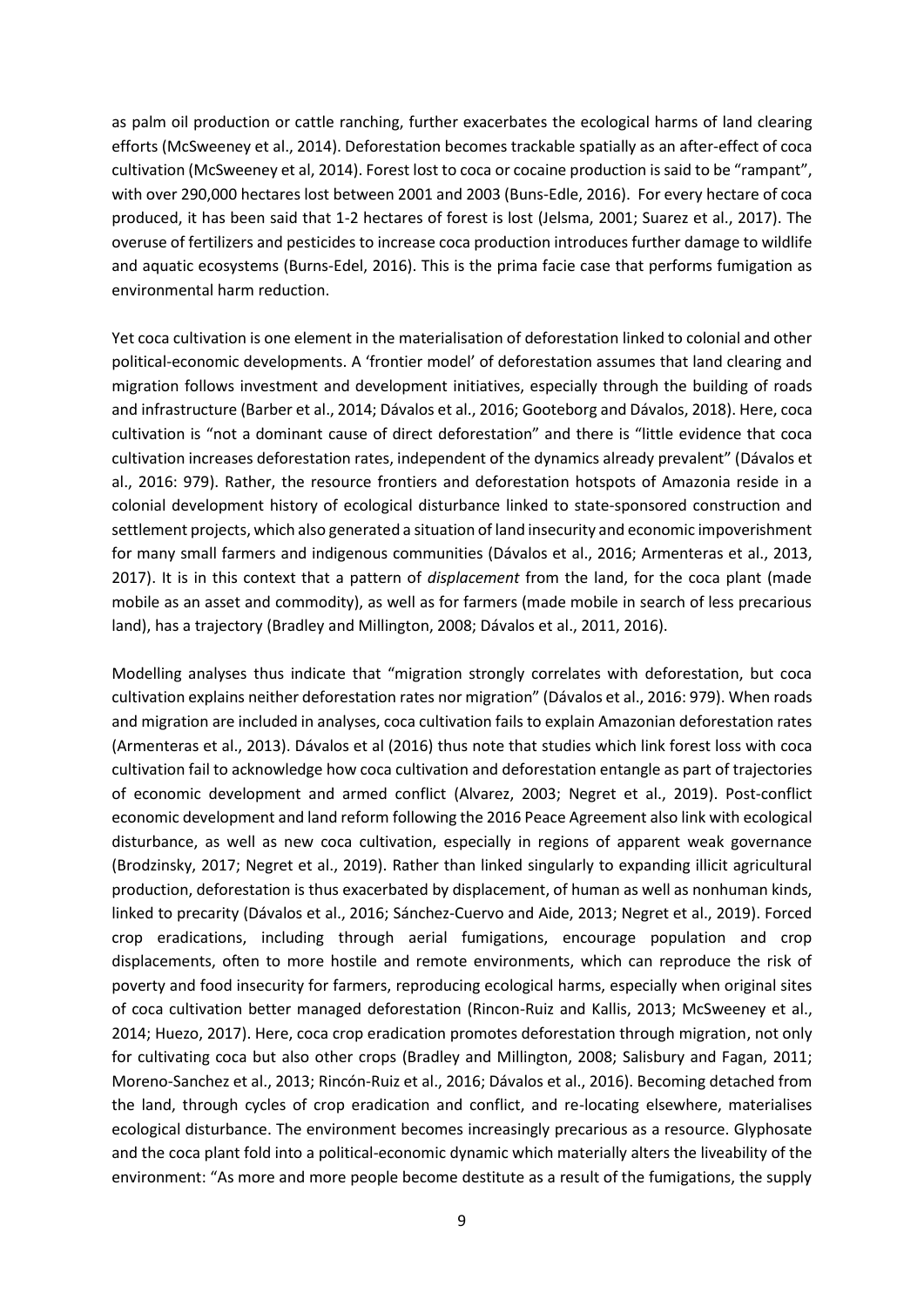as palm oil production or cattle ranching, further exacerbates the ecological harms of land clearing efforts (McSweeney et al., 2014). Deforestation becomes trackable spatially as an after-effect of coca cultivation (McSweeney et al, 2014). Forest lost to coca or cocaine production is said to be "rampant", with over 290,000 hectares lost between 2001 and 2003 (Buns-Edle, 2016). For every hectare of coca produced, it has been said that 1-2 hectares of forest is lost (Jelsma, 2001; Suarez et al., 2017). The overuse of fertilizers and pesticides to increase coca production introduces further damage to wildlife and aquatic ecosystems (Burns-Edel, 2016). This is the prima facie case that performs fumigation as environmental harm reduction.

Yet coca cultivation is one element in the materialisation of deforestation linked to colonial and other political-economic developments. A 'frontier model' of deforestation assumes that land clearing and migration follows investment and development initiatives, especially through the building of roads and infrastructure (Barber et al., 2014; Dávalos et al., 2016; Gooteborg and Dávalos, 2018). Here, coca cultivation is "not a dominant cause of direct deforestation" and there is "little evidence that coca cultivation increases deforestation rates, independent of the dynamics already prevalent" (Dávalos et al., 2016: 979). Rather, the resource frontiers and deforestation hotspots of Amazonia reside in a colonial development history of ecological disturbance linked to state-sponsored construction and settlement projects, which also generated a situation of land insecurity and economic impoverishment for many small farmers and indigenous communities (Dávalos et al., 2016; Armenteras et al., 2013, 2017). It is in this context that a pattern of *displacement* from the land, for the coca plant (made mobile as an asset and commodity), as well as for farmers (made mobile in search of less precarious land), has a trajectory (Bradley and Millington, 2008; Dávalos et al., 2011, 2016).

Modelling analyses thus indicate that "migration strongly correlates with deforestation, but coca cultivation explains neither deforestation rates nor migration" (Dávalos et al., 2016: 979). When roads and migration are included in analyses, coca cultivation fails to explain Amazonian deforestation rates (Armenteras et al., 2013). Dávalos et al (2016) thus note that studies which link forest loss with coca cultivation fail to acknowledge how coca cultivation and deforestation entangle as part of trajectories of economic development and armed conflict (Alvarez, 2003; Negret et al., 2019). Post-conflict economic development and land reform following the 2016 Peace Agreement also link with ecological disturbance, as well as new coca cultivation, especially in regions of apparent weak governance (Brodzinsky, 2017; Negret et al., 2019). Rather than linked singularly to expanding illicit agricultural production, deforestation is thus exacerbated by displacement, of human as well as nonhuman kinds, linked to precarity (Dávalos et al., 2016; Sánchez-Cuervo and Aide, 2013; Negret et al., 2019). Forced crop eradications, including through aerial fumigations, encourage population and crop displacements, often to more hostile and remote environments, which can reproduce the risk of poverty and food insecurity for farmers, reproducing ecological harms, especially when original sites of coca cultivation better managed deforestation (Rincon-Ruiz and Kallis, 2013; McSweeney et al., 2014; Huezo, 2017). Here, coca crop eradication promotes deforestation through migration, not only for cultivating coca but also other crops (Bradley and Millington, 2008; Salisbury and Fagan, 2011; Moreno-Sanchez et al., 2013; Rincón-Ruiz et al., 2016; Dávalos et al., 2016). Becoming detached from the land, through cycles of crop eradication and conflict, and re-locating elsewhere, materialises ecological disturbance. The environment becomes increasingly precarious as a resource. Glyphosate and the coca plant fold into a political-economic dynamic which materially alters the liveability of the environment: "As more and more people become destitute as a result of the fumigations, the supply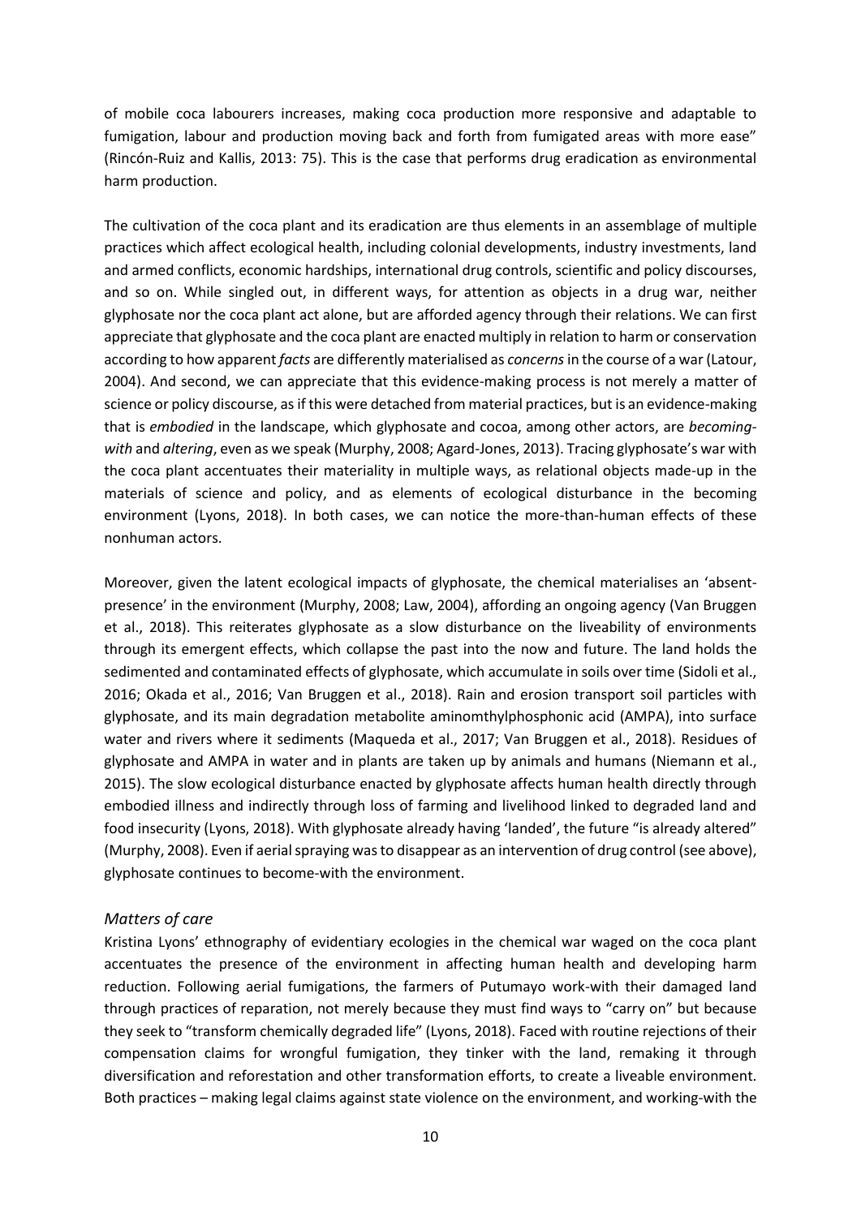of mobile coca labourers increases, making coca production more responsive and adaptable to fumigation, labour and production moving back and forth from fumigated areas with more ease" (Rincón-Ruiz and Kallis, 2013: 75). This is the case that performs drug eradication as environmental harm production.

The cultivation of the coca plant and its eradication are thus elements in an assemblage of multiple practices which affect ecological health, including colonial developments, industry investments, land and armed conflicts, economic hardships, international drug controls, scientific and policy discourses, and so on. While singled out, in different ways, for attention as objects in a drug war, neither glyphosate nor the coca plant act alone, but are afforded agency through their relations. We can first appreciate that glyphosate and the coca plant are enacted multiply in relation to harm or conservation according to how apparent *facts* are differently materialised as *concerns* in the course of a war (Latour, 2004). And second, we can appreciate that this evidence-making process is not merely a matter of science or policy discourse, as if this were detached from material practices, but is an evidence-making that is *embodied* in the landscape, which glyphosate and cocoa, among other actors, are *becoming-with* and *altering*, even as we speak (Murphy, 2008; Agard-Jones, 2013). Tracing glyphosate's war with the coca plant accentuates their materiality in multiple ways, as relational objects made-up in the materials of science and policy, and as elements of ecological disturbance in the becoming environment (Lyons, 2018). In both cases, we can notice the more-than-human effects of these nonhuman actors.

Moreover, given the latent ecological impacts of glyphosate, the chemical materialises an 'absent-presence' in the environment (Murphy, 2008; Law, 2004), affording an ongoing agency (Van Bruggen et al., 2018). This reiterates glyphosate as a slow disturbance on the liveability of environments through its emergent effects, which collapse the past into the now and future. The land holds the sedimented and contaminated effects of glyphosate, which accumulate in soils over time (Sidoli et al., 2016; Okada et al., 2016; Van Bruggen et al., 2018). Rain and erosion transport soil particles with glyphosate, and its main degradation metabolite aminomthylphosphonic acid (AMPA), into surface water and rivers where it sediments (Maqueda et al., 2017; Van Bruggen et al., 2018). Residues of glyphosate and AMPA in water and in plants are taken up by animals and humans (Niemann et al., 2015). The slow ecological disturbance enacted by glyphosate affects human health directly through embodied illness and indirectly through loss of farming and livelihood linked to degraded land and food insecurity (Lyons, 2018). With glyphosate already having 'landed', the future "is already altered" (Murphy, 2008). Even if aerial spraying was to disappear as an intervention of drug control (see above), glyphosate continues to become-with the environment.

### *Matters of care*

Kristina Lyons' ethnography of evidentiary ecologies in the chemical war waged on the coca plant accentuates the presence of the environment in affecting human health and developing harm reduction. Following aerial fumigations, the farmers of Putumayo work-with their damaged land through practices of reparation, not merely because they must find ways to "carry on" but because they seek to "transform chemically degraded life" (Lyons, 2018). Faced with routine rejections of their compensation claims for wrongful fumigation, they tinker with the land, remaking it through diversification and reforestation and other transformation efforts, to create a liveable environment. Both practices – making legal claims against state violence on the environment, and working-with the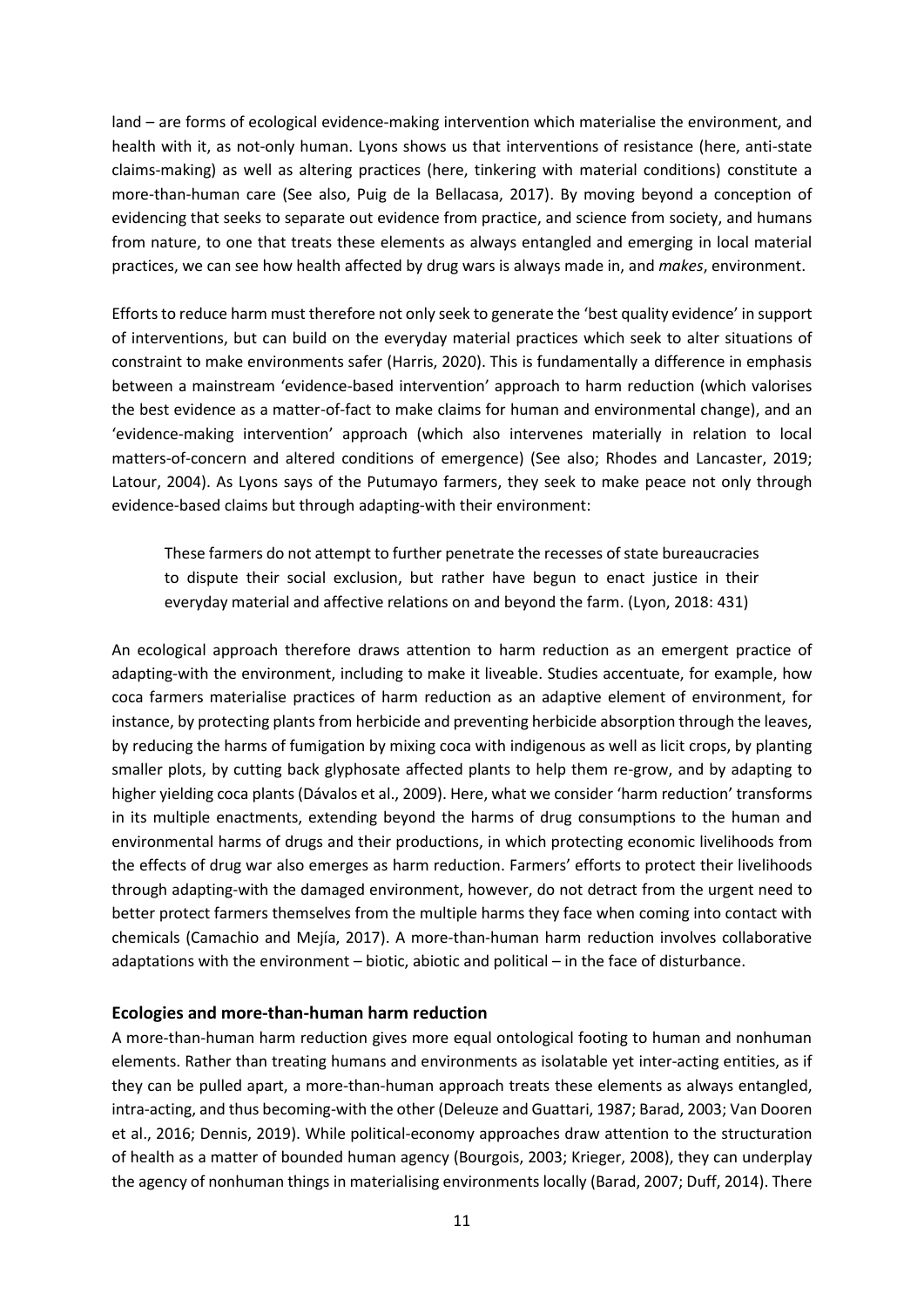land – are forms of ecological evidence-making intervention which materialise the environment, and health with it, as not-only human. Lyons shows us that interventions of resistance (here, anti-state claims-making) as well as altering practices (here, tinkering with material conditions) constitute a more-than-human care (See also, Puig de la Bellacasa, 2017). By moving beyond a conception of evidencing that seeks to separate out evidence from practice, and science from society, and humans from nature, to one that treats these elements as always entangled and emerging in local material practices, we can see how health affected by drug wars is always made in, and *makes*, environment.

Efforts to reduce harm must therefore not only seek to generate the 'best quality evidence' in support of interventions, but can build on the everyday material practices which seek to alter situations of constraint to make environments safer (Harris, 2020). This is fundamentally a difference in emphasis between a mainstream 'evidence-based intervention' approach to harm reduction (which valorises the best evidence as a matter-of-fact to make claims for human and environmental change), and an 'evidence-making intervention' approach (which also intervenes materially in relation to local matters-of-concern and altered conditions of emergence) (See also; Rhodes and Lancaster, 2019; Latour, 2004). As Lyons says of the Putumayo farmers, they seek to make peace not only through evidence-based claims but through adapting-with their environment:

> These farmers do not attempt to further penetrate the recesses of state bureaucracies to dispute their social exclusion, but rather have begun to enact justice in their everyday material and affective relations on and beyond the farm. (Lyon, 2018: 431)

An ecological approach therefore draws attention to harm reduction as an emergent practice of adapting-with the environment, including to make it liveable. Studies accentuate, for example, how coca farmers materialise practices of harm reduction as an adaptive element of environment, for instance, by protecting plants from herbicide and preventing herbicide absorption through the leaves, by reducing the harms of fumigation by mixing coca with indigenous as well as licit crops, by planting smaller plots, by cutting back glyphosate affected plants to help them re-grow, and by adapting to higher yielding coca plants (Dávalos et al., 2009). Here, what we consider 'harm reduction' transforms in its multiple enactments, extending beyond the harms of drug consumptions to the human and environmental harms of drugs and their productions, in which protecting economic livelihoods from the effects of drug war also emerges as harm reduction. Farmers' efforts to protect their livelihoods through adapting-with the damaged environment, however, do not detract from the urgent need to better protect farmers themselves from the multiple harms they face when coming into contact with chemicals (Camachio and Mejía, 2017). A more-than-human harm reduction involves collaborative adaptations with the environment – biotic, abiotic and political – in the face of disturbance.

## Ecologies and more-than-human harm reduction

A more-than-human harm reduction gives more equal ontological footing to human and nonhuman elements. Rather than treating humans and environments as isolatable yet inter-acting entities, as if they can be pulled apart, a more-than-human approach treats these elements as always entangled, intra-acting, and thus becoming-with the other (Deleuze and Guattari, 1987; Barad, 2003; Van Dooren et al., 2016; Dennis, 2019). While political-economy approaches draw attention to the structuration of health as a matter of bounded human agency (Bourgois, 2003; Krieger, 2008), they can underplay the agency of nonhuman things in materialising environments locally (Barad, 2007; Duff, 2014). There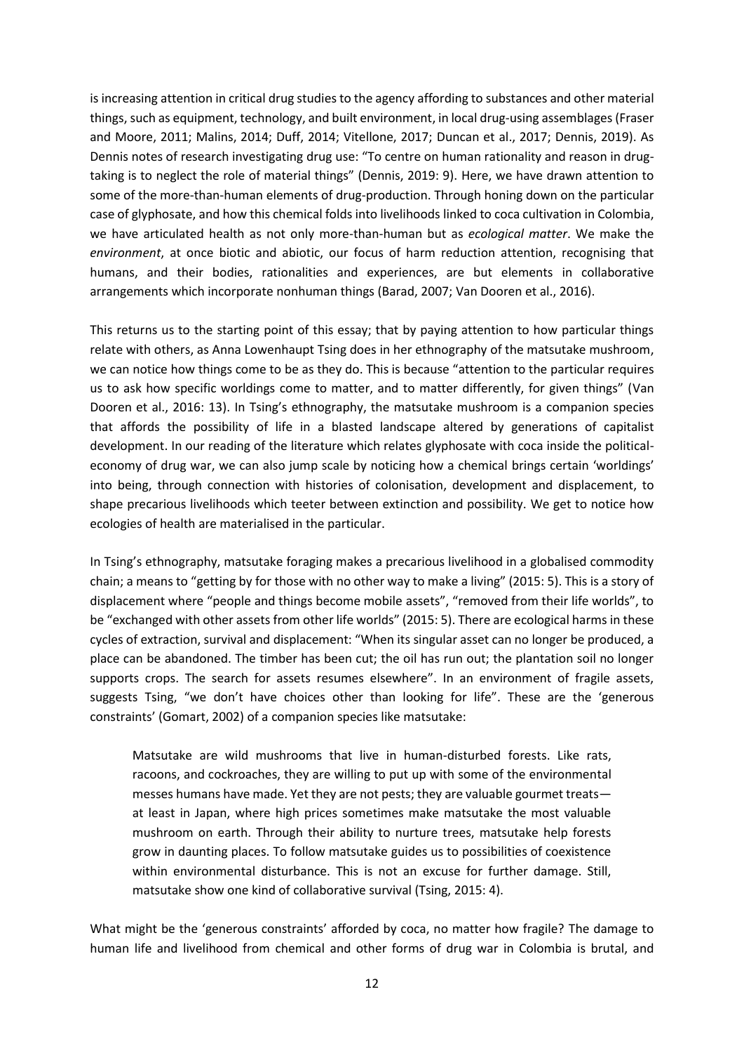is increasing attention in critical drug studies to the agency affording to substances and other material things, such as equipment, technology, and built environment, in local drug-using assemblages (Fraser and Moore, 2011; Malins, 2014; Duff, 2014; Vitellone, 2017; Duncan et al., 2017; Dennis, 2019). As Dennis notes of research investigating drug use: "To centre on human rationality and reason in drug-taking is to neglect the role of material things" (Dennis, 2019: 9). Here, we have drawn attention to some of the more-than-human elements of drug-production. Through honing down on the particular case of glyphosate, and how this chemical folds into livelihoods linked to coca cultivation in Colombia, we have articulated health as not only more-than-human but as *ecological matter*. We make the *environment*, at once biotic and abiotic, our focus of harm reduction attention, recognising that humans, and their bodies, rationalities and experiences, are but elements in collaborative arrangements which incorporate nonhuman things (Barad, 2007; Van Dooren et al., 2016).

This returns us to the starting point of this essay; that by paying attention to how particular things relate with others, as Anna Lowenhaupt Tsing does in her ethnography of the matsutake mushroom, we can notice how things come to be as they do. This is because "attention to the particular requires us to ask how specific worldings come to matter, and to matter differently, for given things" (Van Dooren et al., 2016: 13). In Tsing's ethnography, the matsutake mushroom is a companion species that affords the possibility of life in a blasted landscape altered by generations of capitalist development. In our reading of the literature which relates glyphosate with coca inside the political-economy of drug war, we can also jump scale by noticing how a chemical brings certain 'worldings' into being, through connection with histories of colonisation, development and displacement, to shape precarious livelihoods which teeter between extinction and possibility. We get to notice how ecologies of health are materialised in the particular.

In Tsing's ethnography, matsutake foraging makes a precarious livelihood in a globalised commodity chain; a means to "getting by for those with no other way to make a living" (2015: 5). This is a story of displacement where "people and things become mobile assets", "removed from their life worlds", to be "exchanged with other assets from other life worlds" (2015: 5). There are ecological harms in these cycles of extraction, survival and displacement: "When its singular asset can no longer be produced, a place can be abandoned. The timber has been cut; the oil has run out; the plantation soil no longer supports crops. The search for assets resumes elsewhere". In an environment of fragile assets, suggests Tsing, "we don't have choices other than looking for life". These are the 'generous constraints' (Gomart, 2002) of a companion species like matsutake:

> Matsutake are wild mushrooms that live in human-disturbed forests. Like rats, racoons, and cockroaches, they are willing to put up with some of the environmental messes humans have made. Yet they are not pests; they are valuable gourmet treats—at least in Japan, where high prices sometimes make matsutake the most valuable mushroom on earth. Through their ability to nurture trees, matsutake help forests grow in daunting places. To follow matsutake guides us to possibilities of coexistence within environmental disturbance. This is not an excuse for further damage. Still, matsutake show one kind of collaborative survival (Tsing, 2015: 4).

What might be the 'generous constraints' afforded by coca, no matter how fragile? The damage to human life and livelihood from chemical and other forms of drug war in Colombia is brutal, and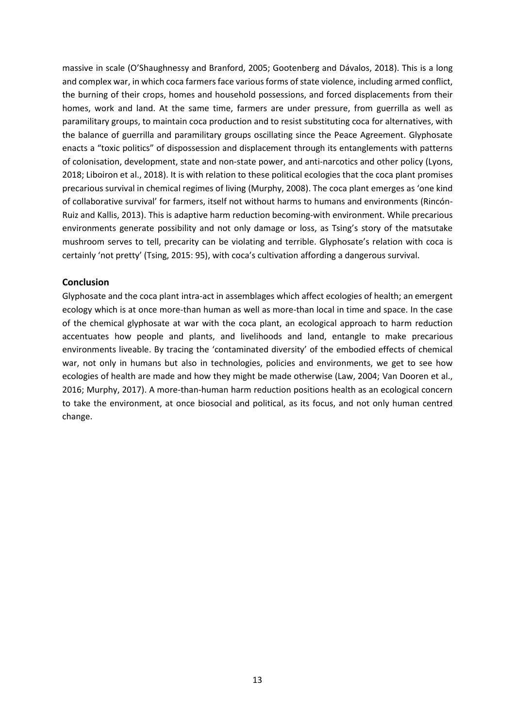massive in scale (O'Shaughnessy and Branford, 2005; Gootenberg and Dávalos, 2018). This is a long and complex war, in which coca farmers face various forms of state violence, including armed conflict, the burning of their crops, homes and household possessions, and forced displacements from their homes, work and land. At the same time, farmers are under pressure, from guerrilla as well as paramilitary groups, to maintain coca production and to resist substituting coca for alternatives, with the balance of guerrilla and paramilitary groups oscillating since the Peace Agreement. Glyphosate enacts a "toxic politics" of dispossession and displacement through its entanglements with patterns of colonisation, development, state and non-state power, and anti-narcotics and other policy (Lyons, 2018; Liboiron et al., 2018). It is with relation to these political ecologies that the coca plant promises precarious survival in chemical regimes of living (Murphy, 2008). The coca plant emerges as 'one kind of collaborative survival' for farmers, itself not without harms to humans and environments (Rincón-Ruiz and Kallis, 2013). This is adaptive harm reduction becoming-with environment. While precarious environments generate possibility and not only damage or loss, as Tsing's story of the matsutake mushroom serves to tell, precarity can be violating and terrible. Glyphosate's relation with coca is certainly 'not pretty' (Tsing, 2015: 95), with coca's cultivation affording a dangerous survival.

## Conclusion

Glyphosate and the coca plant intra-act in assemblages which affect ecologies of health; an emergent ecology which is at once more-than human as well as more-than local in time and space. In the case of the chemical glyphosate at war with the coca plant, an ecological approach to harm reduction accentuates how people and plants, and livelihoods and land, entangle to make precarious environments liveable. By tracing the 'contaminated diversity' of the embodied effects of chemical war, not only in humans but also in technologies, policies and environments, we get to see how ecologies of health are made and how they might be made otherwise (Law, 2004; Van Dooren et al., 2016; Murphy, 2017). A more-than-human harm reduction positions health as an ecological concern to take the environment, at once biosocial and political, as its focus, and not only human centred change.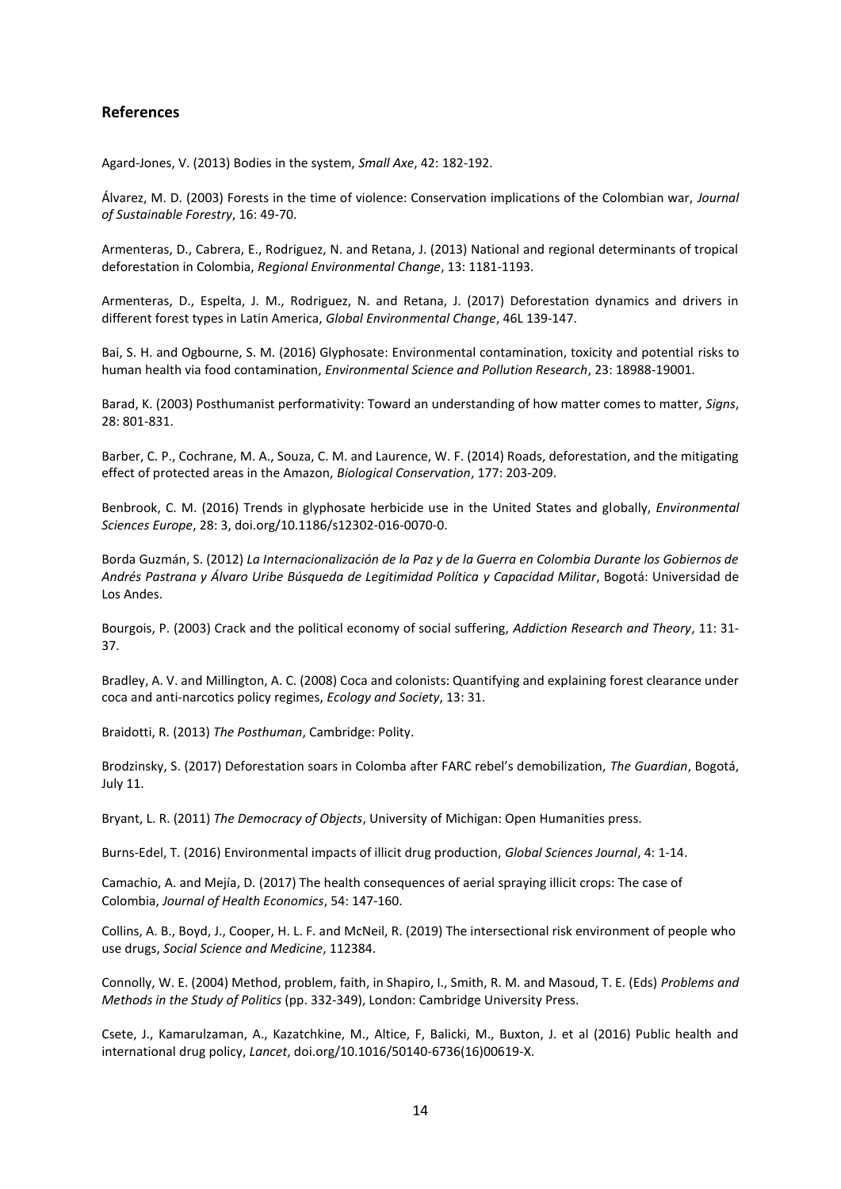## References

Agard-Jones, V. (2013) Bodies in the system, *Small Axe*, 42: 182-192.

Álvarez, M. D. (2003) Forests in the time of violence: Conservation implications of the Colombian war, *Journal of Sustainable Forestry*, 16: 49-70.

Armenteras, D., Cabrera, E., Rodriguez, N. and Retana, J. (2013) National and regional determinants of tropical deforestation in Colombia, *Regional Environmental Change*, 13: 1181-1193.

Armenteras, D., Espelta, J. M., Rodriguez, N. and Retana, J. (2017) Deforestation dynamics and drivers in different forest types in Latin America, *Global Environmental Change*, 46L 139-147.

Bai, S. H. and Ogbourne, S. M. (2016) Glyphosate: Environmental contamination, toxicity and potential risks to human health via food contamination, *Environmental Science and Pollution Research*, 23: 18988-19001.

Barad, K. (2003) Posthumanist performativity: Toward an understanding of how matter comes to matter, *Signs*, 28: 801-831.

Barber, C. P., Cochrane, M. A., Souza, C. M. and Laurence, W. F. (2014) Roads, deforestation, and the mitigating effect of protected areas in the Amazon, *Biological Conservation*, 177: 203-209.

Benbrook, C. M. (2016) Trends in glyphosate herbicide use in the United States and globally, *Environmental Sciences Europe*, 28: 3, doi.org/10.1186/s12302-016-0070-0.

Borda Guzmán, S. (2012) *La Internacionalización de la Paz y de la Guerra en Colombia Durante los Gobiernos de Andrés Pastrana y Álvaro Uribe Búsqueda de Legitimidad Política y Capacidad Militar*, Bogotá: Universidad de Los Andes.

Bourgois, P. (2003) Crack and the political economy of social suffering, *Addiction Research and Theory*, 11: 31-37.

Bradley, A. V. and Millington, A. C. (2008) Coca and colonists: Quantifying and explaining forest clearance under coca and anti-narcotics policy regimes, *Ecology and Society*, 13: 31.

Braidotti, R. (2013) *The Posthuman*, Cambridge: Polity.

Brodzinsky, S. (2017) Deforestation soars in Colomba after FARC rebel's demobilization, *The Guardian*, Bogotá, July 11.

Bryant, L. R. (2011) *The Democracy of Objects*, University of Michigan: Open Humanities press.

Burns-Edel, T. (2016) Environmental impacts of illicit drug production, *Global Sciences Journal*, 4: 1-14.

Camachio, A. and Mejía, D. (2017) The health consequences of aerial spraying illicit crops: The case of Colombia, *Journal of Health Economics*, 54: 147-160.

Collins, A. B., Boyd, J., Cooper, H. L. F. and McNeil, R. (2019) The intersectional risk environment of people who use drugs, *Social Science and Medicine*, 112384.

Connolly, W. E. (2004) Method, problem, faith, in Shapiro, I., Smith, R. M. and Masoud, T. E. (Eds) *Problems and Methods in the Study of Politics* (pp. 332-349), London: Cambridge University Press.

Csete, J., Kamarulzaman, A., Kazatchkine, M., Altice, F, Balicki, M., Buxton, J. et al (2016) Public health and international drug policy, *Lancet*, doi.org/10.1016/50140-6736(16)00619-X.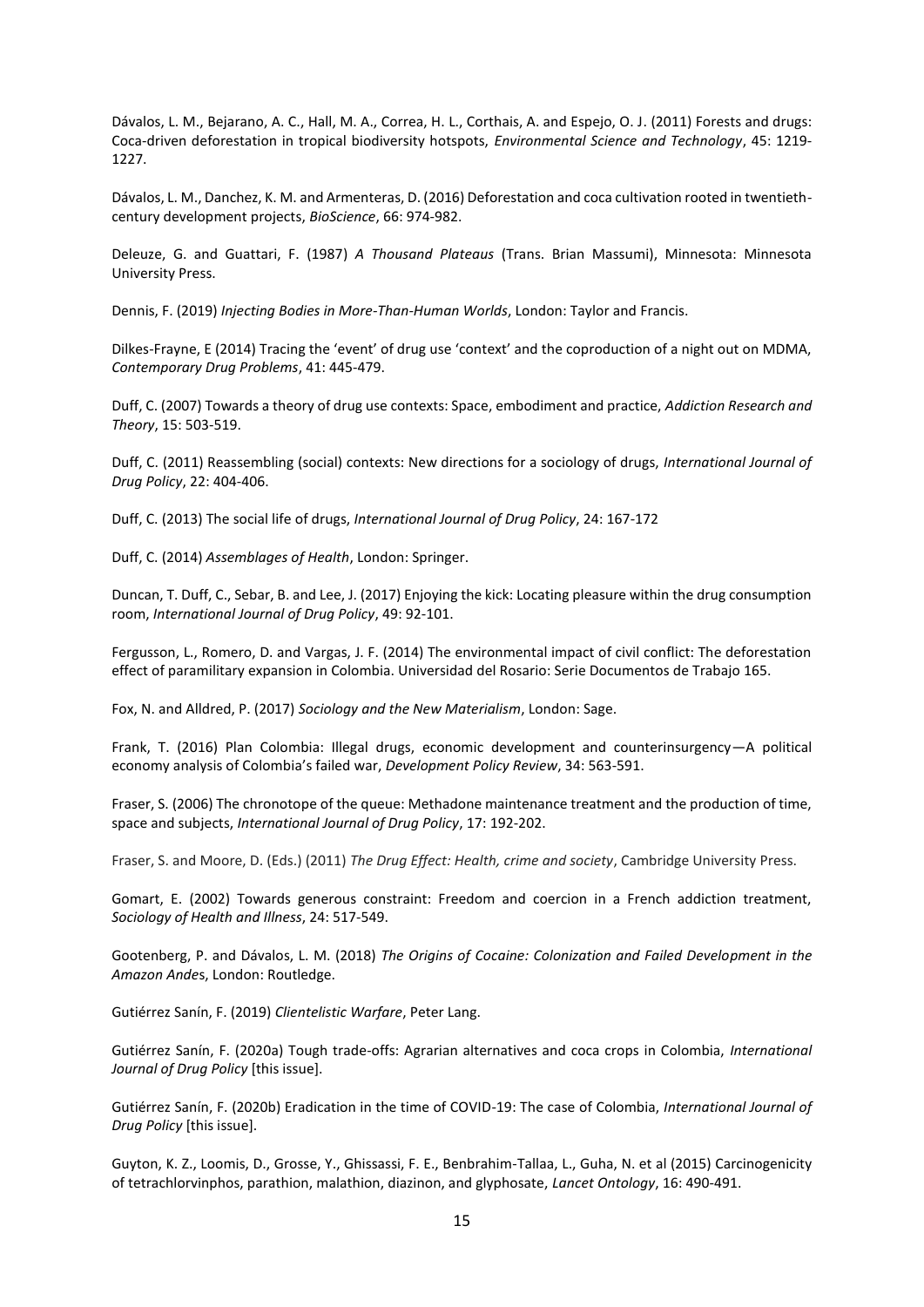Dávalos, L. M., Bejarano, A. C., Hall, M. A., Correa, H. L., Corthais, A. and Espejo, O. J. (2011) Forests and drugs: Coca-driven deforestation in tropical biodiversity hotspots, *Environmental Science and Technology*, 45: 1219-1227.

Dávalos, L. M., Danchez, K. M. and Armenteras, D. (2016) Deforestation and coca cultivation rooted in twentieth-century development projects, *BioScience*, 66: 974-982.

Deleuze, G. and Guattari, F. (1987) *A Thousand Plateaus* (Trans. Brian Massumi), Minnesota: Minnesota University Press.

Dennis, F. (2019) *Injecting Bodies in More-Than-Human Worlds*, London: Taylor and Francis.

Dilkes-Frayne, E (2014) Tracing the 'event' of drug use 'context' and the coproduction of a night out on MDMA, *Contemporary Drug Problems*, 41: 445-479.

Duff, C. (2007) Towards a theory of drug use contexts: Space, embodiment and practice, *Addiction Research and Theory*, 15: 503-519.

Duff, C. (2011) Reassembling (social) contexts: New directions for a sociology of drugs, *International Journal of Drug Policy*, 22: 404-406.

Duff, C. (2013) The social life of drugs, *International Journal of Drug Policy*, 24: 167-172

Duff, C. (2014) *Assemblages of Health*, London: Springer.

Duncan, T. Duff, C., Sebar, B. and Lee, J. (2017) Enjoying the kick: Locating pleasure within the drug consumption room, *International Journal of Drug Policy*, 49: 92-101.

Fergusson, L., Romero, D. and Vargas, J. F. (2014) The environmental impact of civil conflict: The deforestation effect of paramilitary expansion in Colombia. Universidad del Rosario: Serie Documentos de Trabajo 165.

Fox, N. and Alldred, P. (2017) *Sociology and the New Materialism*, London: Sage.

Frank, T. (2016) Plan Colombia: Illegal drugs, economic development and counterinsurgency—A political economy analysis of Colombia's failed war, *Development Policy Review*, 34: 563-591.

Fraser, S. (2006) The chronotope of the queue: Methadone maintenance treatment and the production of time, space and subjects, *International Journal of Drug Policy*, 17: 192-202.

Fraser, S. and Moore, D. (Eds.) (2011) *The Drug Effect: Health, crime and society*, Cambridge University Press.

Gomart, E. (2002) Towards generous constraint: Freedom and coercion in a French addiction treatment, *Sociology of Health and Illness*, 24: 517-549.

Gootenberg, P. and Dávalos, L. M. (2018) *The Origins of Cocaine: Colonization and Failed Development in the Amazon Andes*, London: Routledge.

Gutiérrez Sanín, F. (2019) *Clientelistic Warfare*, Peter Lang.

Gutiérrez Sanín, F. (2020a) Tough trade-offs: Agrarian alternatives and coca crops in Colombia, *International Journal of Drug Policy* [this issue].

Gutiérrez Sanín, F. (2020b) Eradication in the time of COVID-19: The case of Colombia, *International Journal of Drug Policy* [this issue].

Guyton, K. Z., Loomis, D., Grosse, Y., Ghissassi, F. E., Benbrahim-Tallaa, L., Guha, N. et al (2015) Carcinogenicity of tetrachlorvinphos, parathion, malathion, diazinon, and glyphosate, *Lancet Ontology*, 16: 490-491.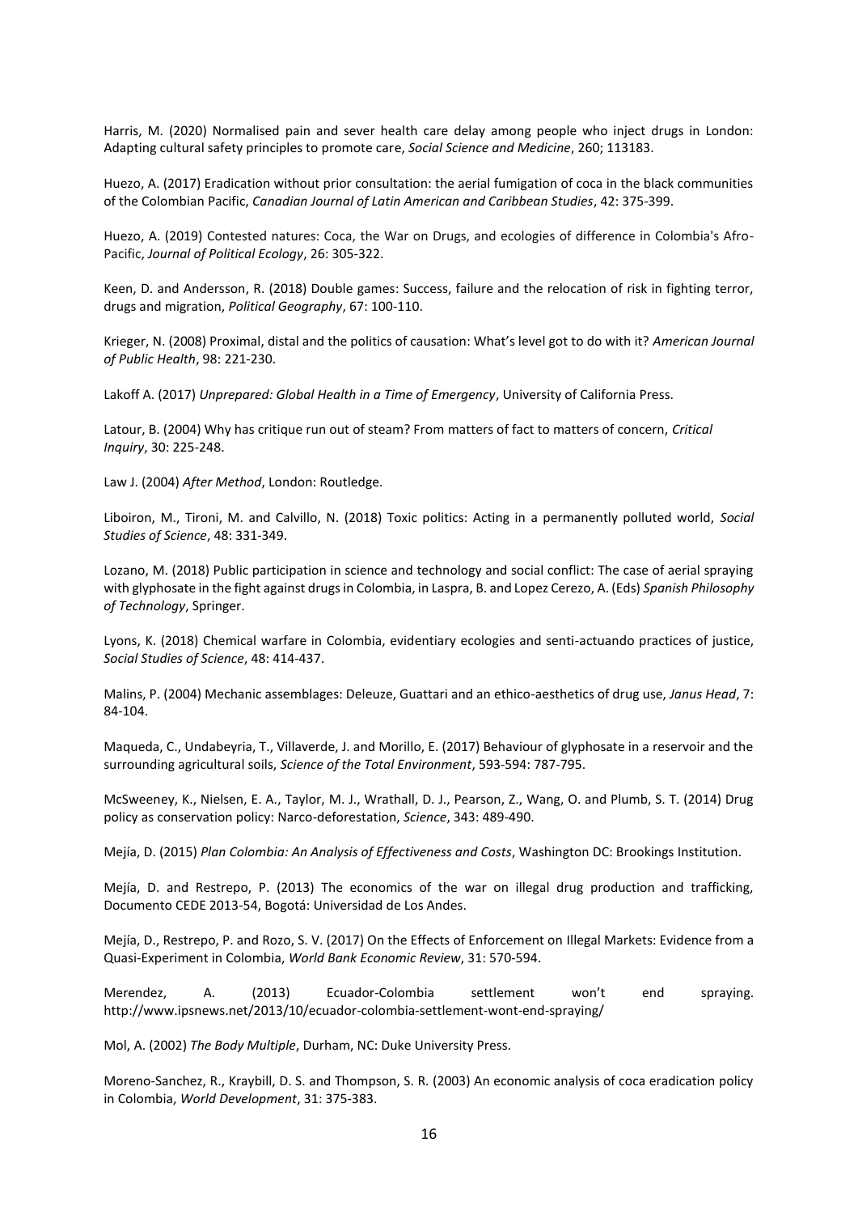Harris, M. (2020) Normalised pain and sever health care delay among people who inject drugs in London: Adapting cultural safety principles to promote care, *Social Science and Medicine*, 260; 113183.

Huezo, A. (2017) Eradication without prior consultation: the aerial fumigation of coca in the black communities of the Colombian Pacific, *Canadian Journal of Latin American and Caribbean Studies*, 42: 375-399.

Huezo, A. (2019) Contested natures: Coca, the War on Drugs, and ecologies of difference in Colombia's Afro-Pacific, *Journal of Political Ecology*, 26: 305-322.

Keen, D. and Andersson, R. (2018) Double games: Success, failure and the relocation of risk in fighting terror, drugs and migration, *Political Geography*, 67: 100-110.

Krieger, N. (2008) Proximal, distal and the politics of causation: What's level got to do with it? *American Journal of Public Health*, 98: 221-230.

Lakoff A. (2017) *Unprepared: Global Health in a Time of Emergency*, University of California Press.

Latour, B. (2004) Why has critique run out of steam? From matters of fact to matters of concern, *Critical Inquiry*, 30: 225-248.

Law J. (2004) *After Method*, London: Routledge.

Liboiron, M., Tironi, M. and Calvillo, N. (2018) Toxic politics: Acting in a permanently polluted world, *Social Studies of Science*, 48: 331-349.

Lozano, M. (2018) Public participation in science and technology and social conflict: The case of aerial spraying with glyphosate in the fight against drugs in Colombia, in Laspra, B. and Lopez Cerezo, A. (Eds) *Spanish Philosophy of Technology*, Springer.

Lyons, K. (2018) Chemical warfare in Colombia, evidentiary ecologies and senti-actuando practices of justice, *Social Studies of Science*, 48: 414-437.

Malins, P. (2004) Mechanic assemblages: Deleuze, Guattari and an ethico-aesthetics of drug use, *Janus Head*, 7: 84-104.

Maqueda, C., Undabeyria, T., Villaverde, J. and Morillo, E. (2017) Behaviour of glyphosate in a reservoir and the surrounding agricultural soils, *Science of the Total Environment*, 593-594: 787-795.

McSweeney, K., Nielsen, E. A., Taylor, M. J., Wrathall, D. J., Pearson, Z., Wang, O. and Plumb, S. T. (2014) Drug policy as conservation policy: Narco-deforestation, *Science*, 343: 489-490.

Mejía, D. (2015) *Plan Colombia: An Analysis of Effectiveness and Costs*, Washington DC: Brookings Institution.

Mejía, D. and Restrepo, P. (2013) The economics of the war on illegal drug production and trafficking, Documento CEDE 2013-54, Bogotá: Universidad de Los Andes.

Mejía, D., Restrepo, P. and Rozo, S. V. (2017) On the Effects of Enforcement on Illegal Markets: Evidence from a Quasi-Experiment in Colombia, *World Bank Economic Review*, 31: 570-594.

Merendez, A. (2013) Ecuador-Colombia settlement won't end spraying. http://www.ipsnews.net/2013/10/ecuador-colombia-settlement-wont-end-spraying/

Mol, A. (2002) *The Body Multiple*, Durham, NC: Duke University Press.

Moreno-Sanchez, R., Kraybill, D. S. and Thompson, S. R. (2003) An economic analysis of coca eradication policy in Colombia, *World Development*, 31: 375-383.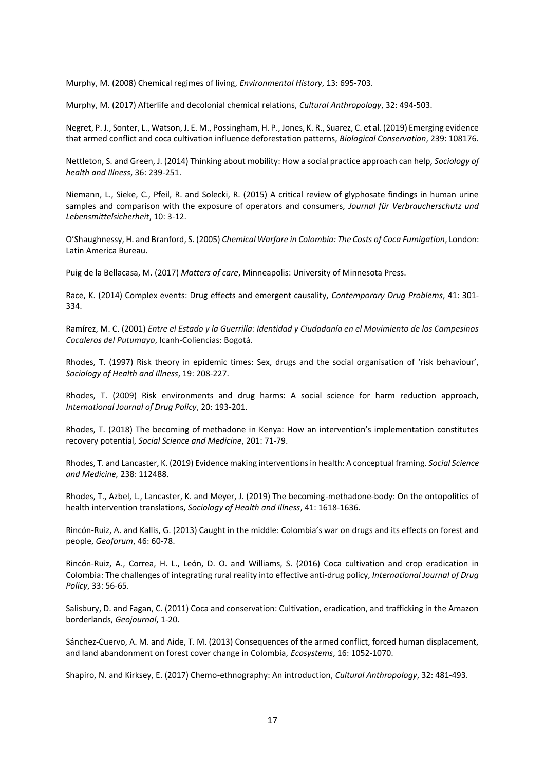Murphy, M. (2008) Chemical regimes of living, *Environmental History*, 13: 695-703.

Murphy, M. (2017) Afterlife and decolonial chemical relations, *Cultural Anthropology*, 32: 494-503.

Negret, P. J., Sonter, L., Watson, J. E. M., Possingham, H. P., Jones, K. R., Suarez, C. et al. (2019) Emerging evidence that armed conflict and coca cultivation influence deforestation patterns, *Biological Conservation*, 239: 108176.

Nettleton, S. and Green, J. (2014) Thinking about mobility: How a social practice approach can help, *Sociology of health and Illness*, 36: 239-251.

Niemann, L., Sieke, C., Pfeil, R. and Solecki, R. (2015) A critical review of glyphosate findings in human urine samples and comparison with the exposure of operators and consumers, *Journal für Verbraucherschutz und Lebensmittelsicherheit*, 10: 3-12.

O'Shaughnessy, H. and Branford, S. (2005) *Chemical Warfare in Colombia: The Costs of Coca Fumigation*, London: Latin America Bureau.

Puig de la Bellacasa, M. (2017) *Matters of care*, Minneapolis: University of Minnesota Press.

Race, K. (2014) Complex events: Drug effects and emergent causality, *Contemporary Drug Problems*, 41: 301-334.

Ramírez, M. C. (2001) *Entre el Estado y la Guerrilla: Identidad y Ciudadanía en el Movimiento de los Campesinos Cocaleros del Putumayo*, Icanh-Coliencias: Bogotá.

Rhodes, T. (1997) Risk theory in epidemic times: Sex, drugs and the social organisation of 'risk behaviour', *Sociology of Health and Illness*, 19: 208-227.

Rhodes, T. (2009) Risk environments and drug harms: A social science for harm reduction approach, *International Journal of Drug Policy*, 20: 193-201.

Rhodes, T. (2018) The becoming of methadone in Kenya: How an intervention's implementation constitutes recovery potential, *Social Science and Medicine*, 201: 71-79.

Rhodes, T. and Lancaster, K. (2019) Evidence making interventions in health: A conceptual framing. *Social Science and Medicine,* 238: 112488.

Rhodes, T., Azbel, L., Lancaster, K. and Meyer, J. (2019) The becoming-methadone-body: On the ontopolitics of health intervention translations, *Sociology of Health and Illness*, 41: 1618-1636.

Rincón-Ruiz, A. and Kallis, G. (2013) Caught in the middle: Colombia's war on drugs and its effects on forest and people, *Geoforum*, 46: 60-78.

Rincón-Ruiz, A., Correa, H. L., León, D. O. and Williams, S. (2016) Coca cultivation and crop eradication in Colombia: The challenges of integrating rural reality into effective anti-drug policy, *International Journal of Drug Policy*, 33: 56-65.

Salisbury, D. and Fagan, C. (2011) Coca and conservation: Cultivation, eradication, and trafficking in the Amazon borderlands, *Geojournal*, 1-20.

Sánchez-Cuervo, A. M. and Aide, T. M. (2013) Consequences of the armed conflict, forced human displacement, and land abandonment on forest cover change in Colombia, *Ecosystems*, 16: 1052-1070.

Shapiro, N. and Kirksey, E. (2017) Chemo-ethnography: An introduction, *Cultural Anthropology*, 32: 481-493.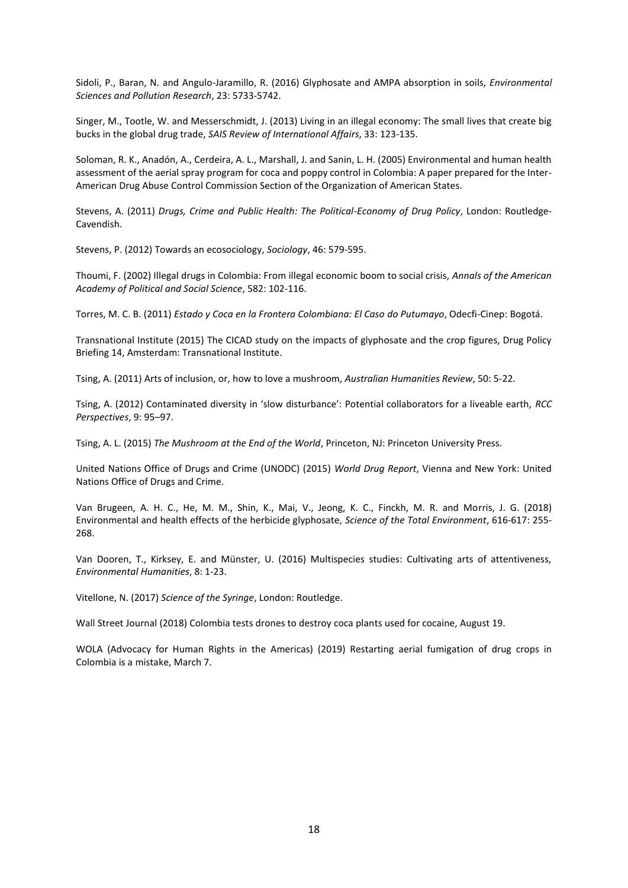Sidoli, P., Baran, N. and Angulo-Jaramillo, R. (2016) Glyphosate and AMPA absorption in soils, *Environmental Sciences and Pollution Research*, 23: 5733-5742.

Singer, M., Tootle, W. and Messerschmidt, J. (2013) Living in an illegal economy: The small lives that create big bucks in the global drug trade, *SAIS Review of International Affairs*, 33: 123-135.

Soloman, R. K., Anadón, A., Cerdeira, A. L., Marshall, J. and Sanin, L. H. (2005) Environmental and human health assessment of the aerial spray program for coca and poppy control in Colombia: A paper prepared for the Inter-American Drug Abuse Control Commission Section of the Organization of American States.

Stevens, A. (2011) *Drugs, Crime and Public Health: The Political-Economy of Drug Policy*, London: Routledge-Cavendish.

Stevens, P. (2012) Towards an ecosociology, *Sociology*, 46: 579-595.

Thoumi, F. (2002) Illegal drugs in Colombia: From illegal economic boom to social crisis, *Annals of the American Academy of Political and Social Science*, 582: 102-116.

Torres, M. C. B. (2011) *Estado y Coca en la Frontera Colombiana: El Caso do Putumayo*, Odecfi-Cinep: Bogotá.

Transnational Institute (2015) The CICAD study on the impacts of glyphosate and the crop figures, Drug Policy Briefing 14, Amsterdam: Transnational Institute.

Tsing, A. (2011) Arts of inclusion, or, how to love a mushroom, *Australian Humanities Review*, 50: 5-22.

Tsing, A. (2012) Contaminated diversity in 'slow disturbance': Potential collaborators for a liveable earth, *RCC Perspectives*, 9: 95–97.

Tsing, A. L. (2015) *The Mushroom at the End of the World*, Princeton, NJ: Princeton University Press.

United Nations Office of Drugs and Crime (UNODC) (2015) *World Drug Report*, Vienna and New York: United Nations Office of Drugs and Crime.

Van Brugeen, A. H. C., He, M. M., Shin, K., Mai, V., Jeong, K. C., Finckh, M. R. and Morris, J. G. (2018) Environmental and health effects of the herbicide glyphosate, *Science of the Total Environment*, 616-617: 255-268.

Van Dooren, T., Kirksey, E. and Münster, U. (2016) Multispecies studies: Cultivating arts of attentiveness, *Environmental Humanities*, 8: 1-23.

Vitellone, N. (2017) *Science of the Syringe*, London: Routledge.

Wall Street Journal (2018) Colombia tests drones to destroy coca plants used for cocaine, August 19.

WOLA (Advocacy for Human Rights in the Americas) (2019) Restarting aerial fumigation of drug crops in Colombia is a mistake, March 7.